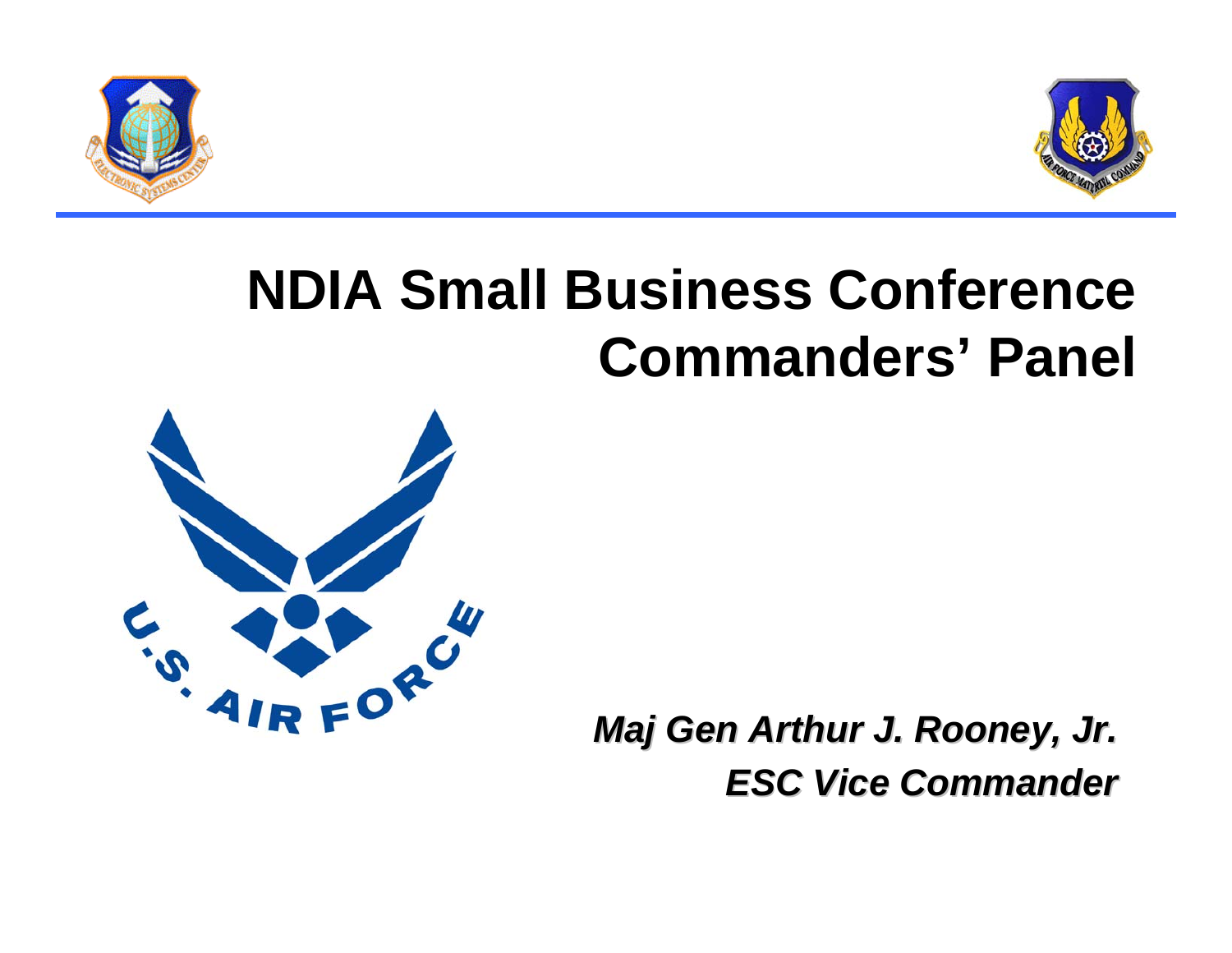# NDIA Small Business Conference Commanders' Panel

***Maj Gen Arthur J. Rooney, Jr.***
***ESC Vice Commander***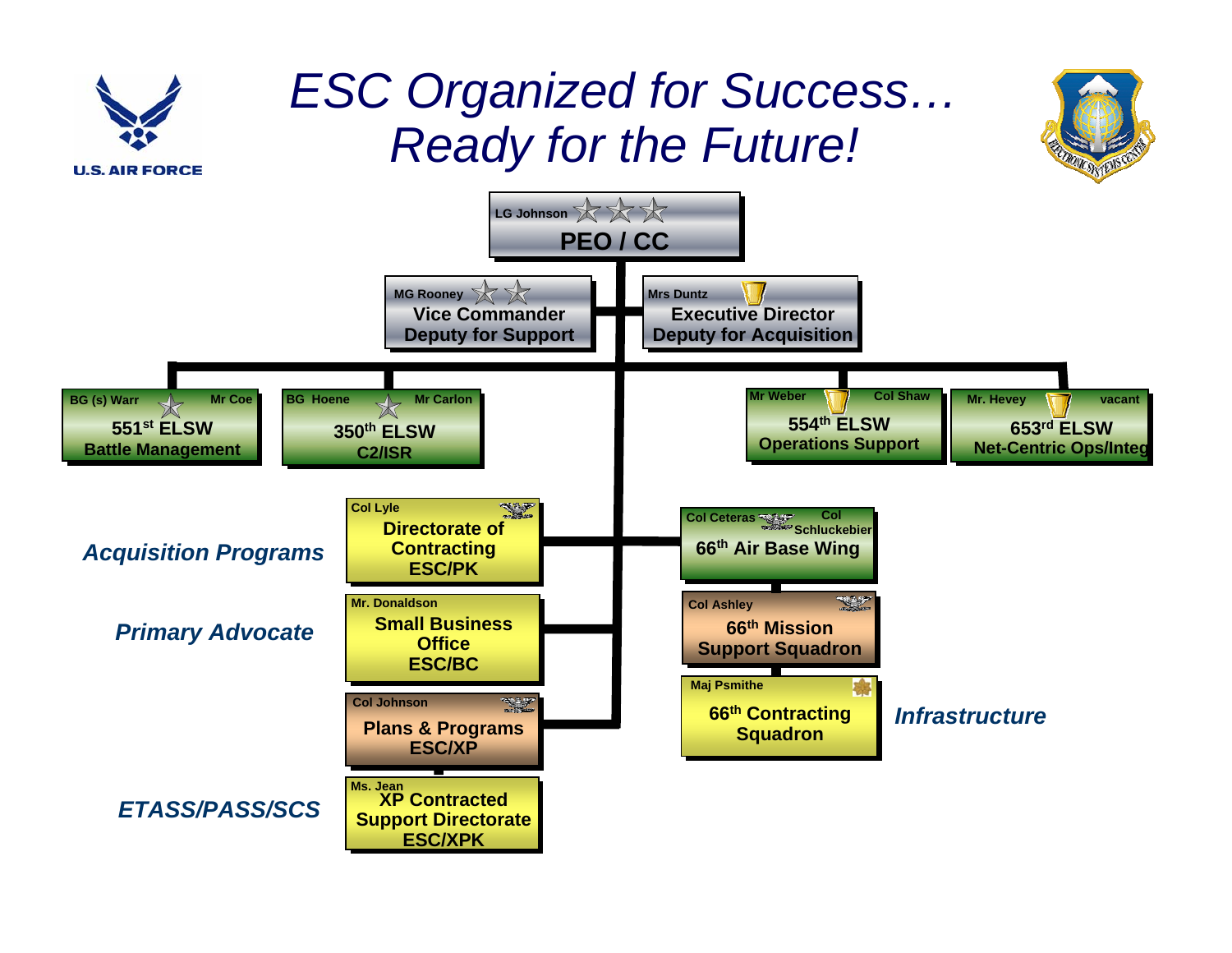# ESC Organized for Success… Ready for the Future!

U.S. AIR FORCE

**LG Johnson**
**PEO / CC**

**MG Rooney**
**Vice Commander**
**Deputy for Support**

**Mrs Duntz**
**Executive Director**
**Deputy for Acquisition**

**BG (s) Warr** — **Mr Coe**
**551st ELSW**
**Battle Management**

**BG Hoene** — **Mr Carlon**
**350th ELSW**
**C2/ISR**

**Mr Weber** — **Col Shaw**
**554th ELSW**
**Operations Support**

**Mr. Hevey** — **vacant**
**653rd ELSW**
**Net-Centric Ops/Integ**

*Acquisition Programs*

**Col Lyle**
**Directorate of Contracting**
**ESC/PK**

*Primary Advocate*

**Mr. Donaldson**
**Small Business Office**
**ESC/BC**

**Col Johnson**
**Plans & Programs**
**ESC/XP**

*ETASS/PASS/SCS*

**Ms. Jean**
**XP Contracted Support Directorate**
**ESC/XPK**

*Infrastructure*

**Col Ceteras** — **Col Schluckebier**
**66th Air Base Wing**

**Col Ashley**
**66th Mission Support Squadron**

**Maj Psmithe**
**66th Contracting Squadron**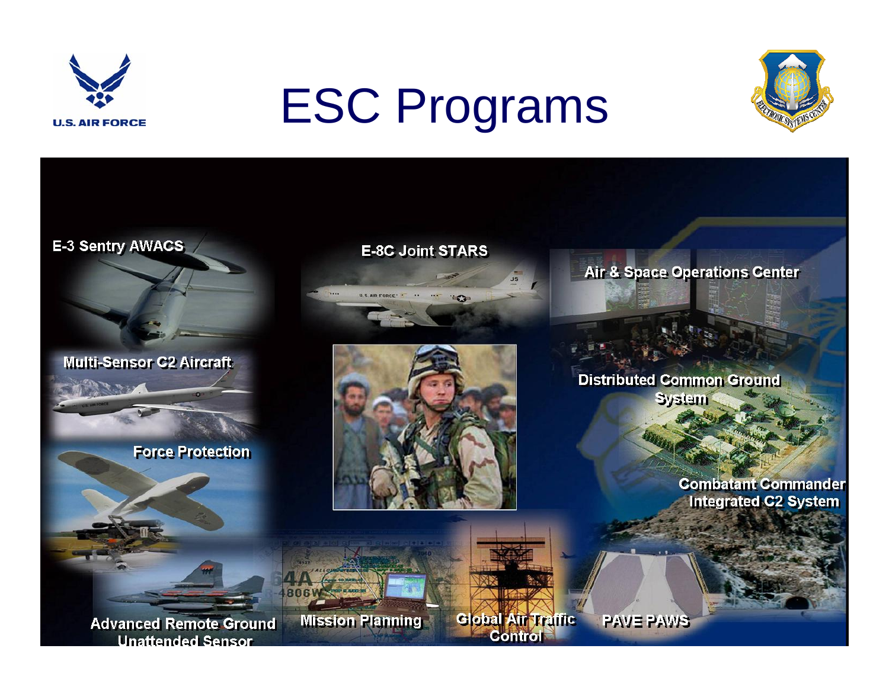# ESC Programs

E-3 Sentry AWACS

E-8C Joint STARS

Air & Space Operations Center

Multi-Sensor C2 Aircraft

Distributed Common Ground System

Force Protection

Combatant Commander Integrated C2 System

Advanced Remote Ground Unattended Sensor

Mission Planning

Global Air Traffic Control

PAVE PAWS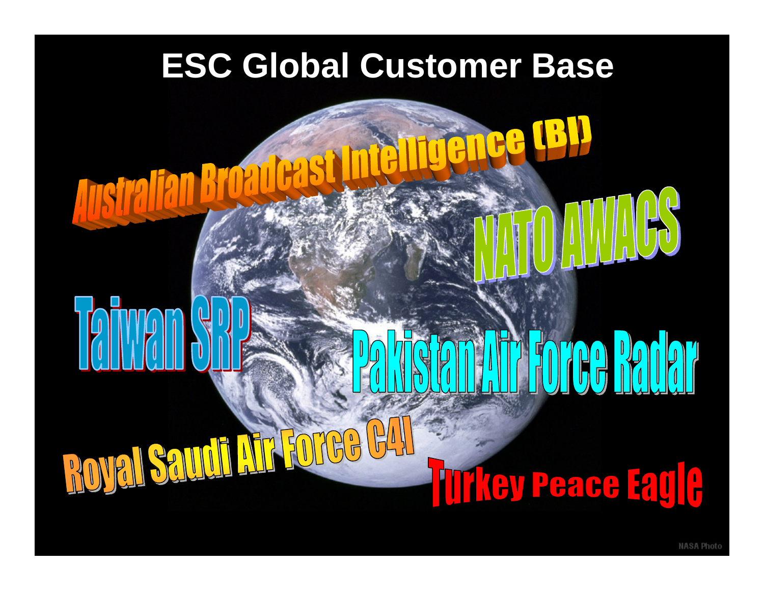# ESC Global Customer Base

Australian Broadcast Intelligence (BI)

NATO AWACS

Taiwan SRP

Pakistan Air Force Radar

Royal Saudi Air Force C4I

Turkey Peace Eagle

NASA Photo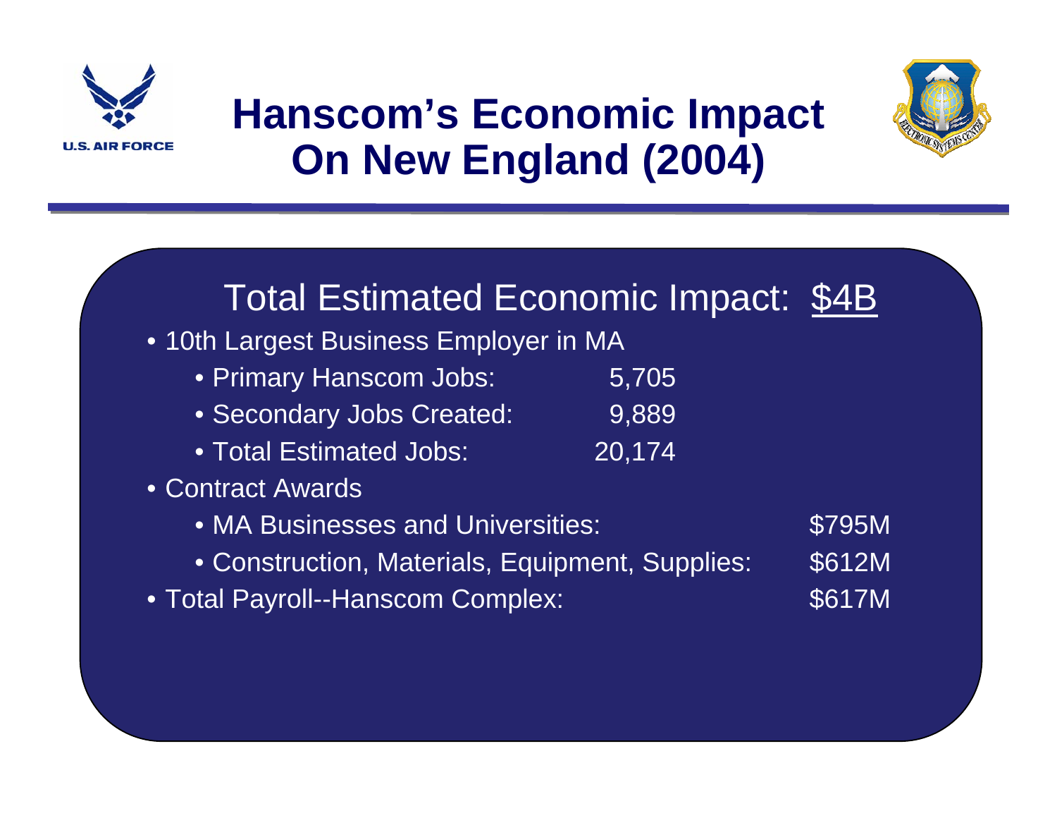# Hanscom's Economic Impact On New England (2004)

## Total Estimated Economic Impact: $4B

- 10th Largest Business Employer in MA
  - Primary Hanscom Jobs: 5,705
  - Secondary Jobs Created: 9,889
  - Total Estimated Jobs: 20,174
- Contract Awards
  - MA Businesses and Universities: $795M
  - Construction, Materials, Equipment, Supplies: $612M
- Total Payroll--Hanscom Complex: $617M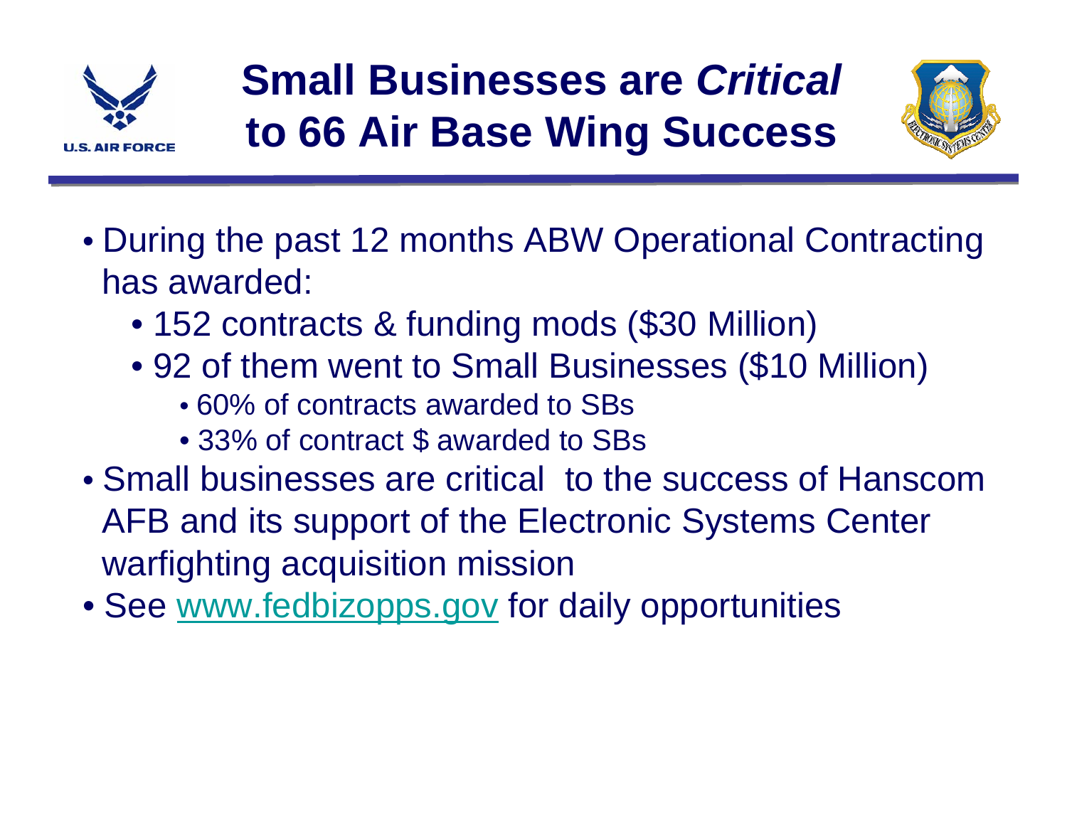# Small Businesses are *Critical* to 66 Air Base Wing Success

- During the past 12 months ABW Operational Contracting has awarded:
  - 152 contracts & funding mods ($30 Million)
  - 92 of them went to Small Businesses ($10 Million)
    - 60% of contracts awarded to SBs
    - 33% of contract $ awarded to SBs
- Small businesses are critical to the success of Hanscom AFB and its support of the Electronic Systems Center warfighting acquisition mission
- See www.fedbizopps.gov for daily opportunities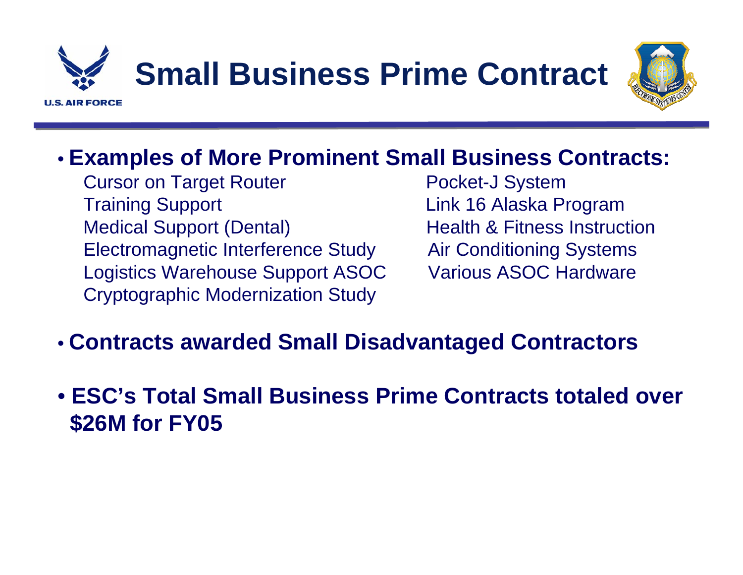# Small Business Prime Contract

- **Examples of More Prominent Small Business Contracts:**
  - Cursor on Target Router
  - Training Support
  - Medical Support (Dental)
  - Electromagnetic Interference Study
  - Logistics Warehouse Support ASOC
  - Cryptographic Modernization Study
  - Pocket-J System
  - Link 16 Alaska Program
  - Health & Fitness Instruction
  - Air Conditioning Systems
  - Various ASOC Hardware

- **Contracts awarded Small Disadvantaged Contractors**

- **ESC's Total Small Business Prime Contracts totaled over $26M for FY05**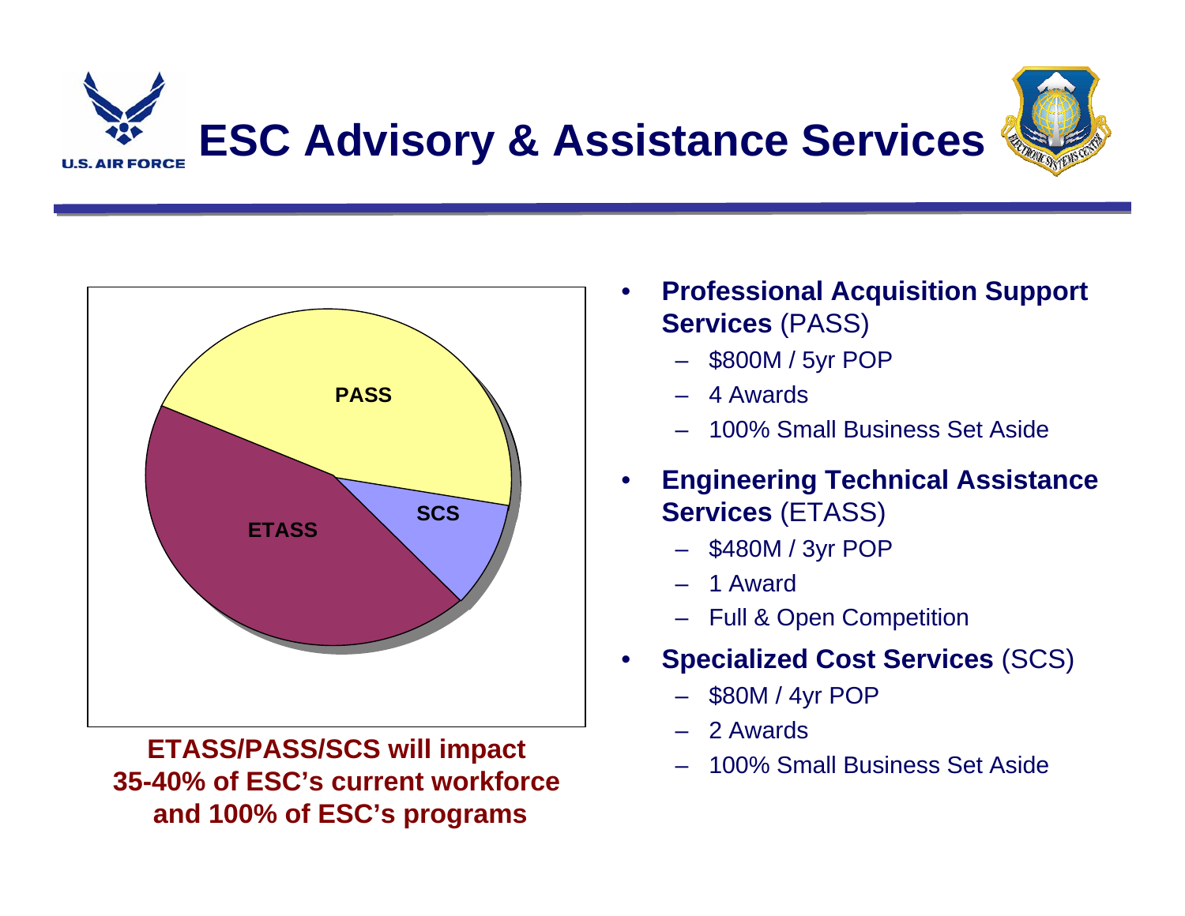# ESC Advisory & Assistance Services

PASS

SCS

ETASS

**ETASS/PASS/SCS will impact 35-40% of ESC's current workforce and 100% of ESC's programs**

- **Professional Acquisition Support Services** (PASS)
  - $800M / 5yr POP
  - 4 Awards
  - 100% Small Business Set Aside
- **Engineering Technical Assistance Services** (ETASS)
  - $480M / 3yr POP
  - 1 Award
  - Full & Open Competition
- **Specialized Cost Services** (SCS)
  - $80M / 4yr POP
  - 2 Awards
  - 100% Small Business Set Aside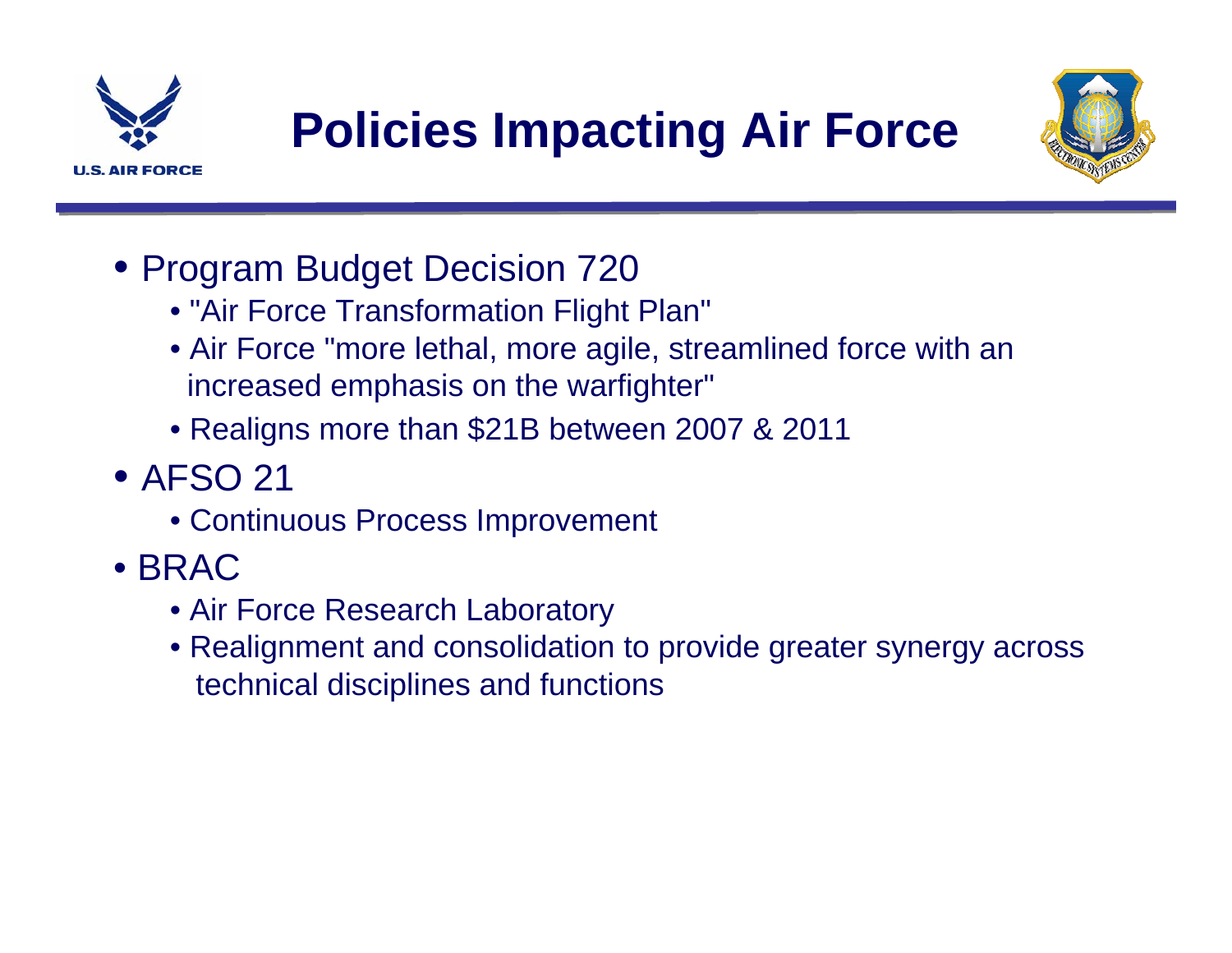# Policies Impacting Air Force

- Program Budget Decision 720
  - "Air Force Transformation Flight Plan"
  - Air Force "more lethal, more agile, streamlined force with an increased emphasis on the warfighter"
  - Realigns more than $21B between 2007 & 2011
- AFSO 21
  - Continuous Process Improvement
- BRAC
  - Air Force Research Laboratory
  - Realignment and consolidation to provide greater synergy across technical disciplines and functions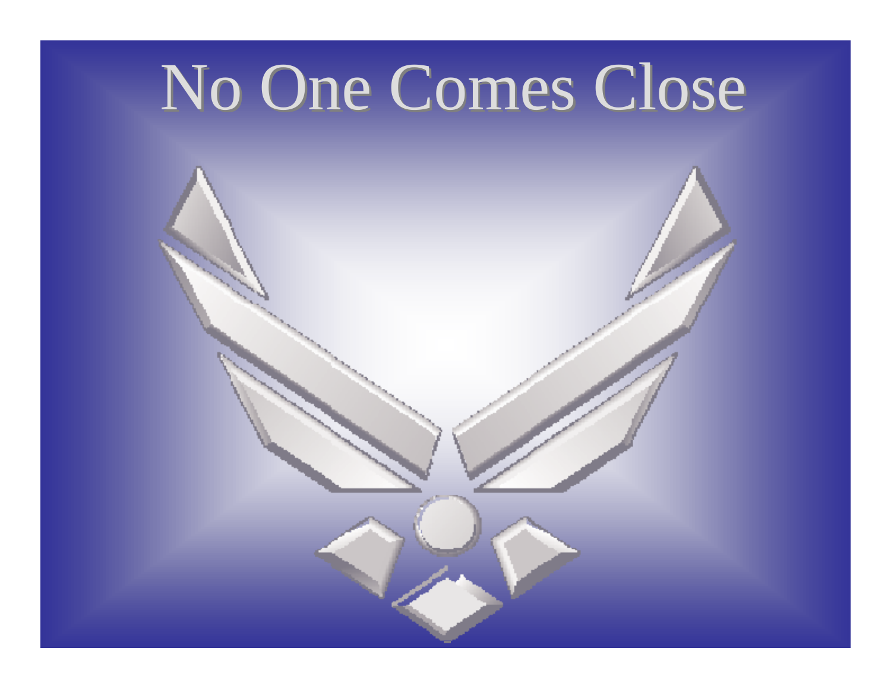# No One Comes Close